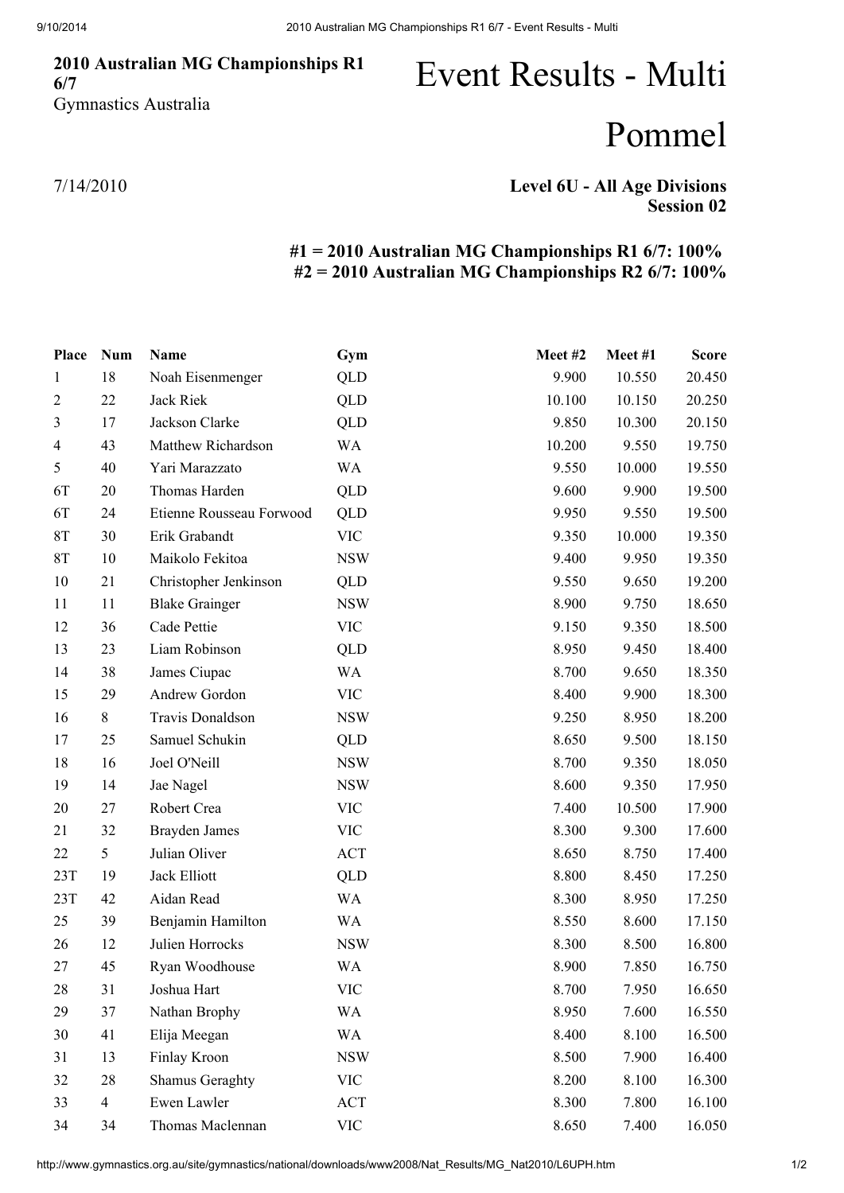**2010 Australian MG Championships R1 6/7**
Gymnastics Australia

# Event Results - Multi

# Pommel

7/14/2010

**Level 6U - All Age Divisions**
**Session 02**

**#1 = 2010 Australian MG Championships R1 6/7: 100%**
**#2 = 2010 Australian MG Championships R2 6/7: 100%**

| Place | Num | Name | Gym | Meet #2 | Meet #1 | Score |
|---|---|---|---|---|---|---|
| 1 | 18 | Noah Eisenmenger | QLD | 9.900 | 10.550 | 20.450 |
| 2 | 22 | Jack Riek | QLD | 10.100 | 10.150 | 20.250 |
| 3 | 17 | Jackson Clarke | QLD | 9.850 | 10.300 | 20.150 |
| 4 | 43 | Matthew Richardson | WA | 10.200 | 9.550 | 19.750 |
| 5 | 40 | Yari Marazzato | WA | 9.550 | 10.000 | 19.550 |
| 6T | 20 | Thomas Harden | QLD | 9.600 | 9.900 | 19.500 |
| 6T | 24 | Etienne Rousseau Forwood | QLD | 9.950 | 9.550 | 19.500 |
| 8T | 30 | Erik Grabandt | VIC | 9.350 | 10.000 | 19.350 |
| 8T | 10 | Maikolo Fekitoa | NSW | 9.400 | 9.950 | 19.350 |
| 10 | 21 | Christopher Jenkinson | QLD | 9.550 | 9.650 | 19.200 |
| 11 | 11 | Blake Grainger | NSW | 8.900 | 9.750 | 18.650 |
| 12 | 36 | Cade Pettie | VIC | 9.150 | 9.350 | 18.500 |
| 13 | 23 | Liam Robinson | QLD | 8.950 | 9.450 | 18.400 |
| 14 | 38 | James Ciupac | WA | 8.700 | 9.650 | 18.350 |
| 15 | 29 | Andrew Gordon | VIC | 8.400 | 9.900 | 18.300 |
| 16 | 8 | Travis Donaldson | NSW | 9.250 | 8.950 | 18.200 |
| 17 | 25 | Samuel Schukin | QLD | 8.650 | 9.500 | 18.150 |
| 18 | 16 | Joel O'Neill | NSW | 8.700 | 9.350 | 18.050 |
| 19 | 14 | Jae Nagel | NSW | 8.600 | 9.350 | 17.950 |
| 20 | 27 | Robert Crea | VIC | 7.400 | 10.500 | 17.900 |
| 21 | 32 | Brayden James | VIC | 8.300 | 9.300 | 17.600 |
| 22 | 5 | Julian Oliver | ACT | 8.650 | 8.750 | 17.400 |
| 23T | 19 | Jack Elliott | QLD | 8.800 | 8.450 | 17.250 |
| 23T | 42 | Aidan Read | WA | 8.300 | 8.950 | 17.250 |
| 25 | 39 | Benjamin Hamilton | WA | 8.550 | 8.600 | 17.150 |
| 26 | 12 | Julien Horrocks | NSW | 8.300 | 8.500 | 16.800 |
| 27 | 45 | Ryan Woodhouse | WA | 8.900 | 7.850 | 16.750 |
| 28 | 31 | Joshua Hart | VIC | 8.700 | 7.950 | 16.650 |
| 29 | 37 | Nathan Brophy | WA | 8.950 | 7.600 | 16.550 |
| 30 | 41 | Elija Meegan | WA | 8.400 | 8.100 | 16.500 |
| 31 | 13 | Finlay Kroon | NSW | 8.500 | 7.900 | 16.400 |
| 32 | 28 | Shamus Geraghty | VIC | 8.200 | 8.100 | 16.300 |
| 33 | 4 | Ewen Lawler | ACT | 8.300 | 7.800 | 16.100 |
| 34 | 34 | Thomas Maclennan | VIC | 8.650 | 7.400 | 16.050 |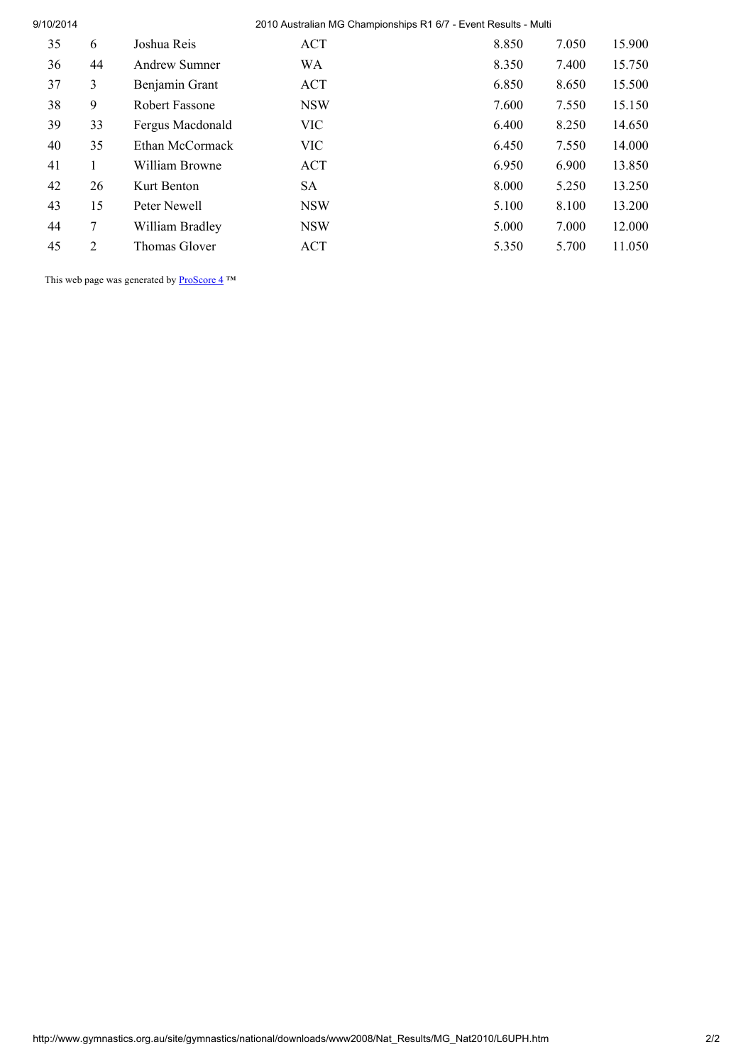| | | | | | | |
|---|---|---|---|---|---|---|
| 35 | 6 | Joshua Reis | ACT | 8.850 | 7.050 | 15.900 |
| 36 | 44 | Andrew Sumner | WA | 8.350 | 7.400 | 15.750 |
| 37 | 3 | Benjamin Grant | ACT | 6.850 | 8.650 | 15.500 |
| 38 | 9 | Robert Fassone | NSW | 7.600 | 7.550 | 15.150 |
| 39 | 33 | Fergus Macdonald | VIC | 6.400 | 8.250 | 14.650 |
| 40 | 35 | Ethan McCormack | VIC | 6.450 | 7.550 | 14.000 |
| 41 | 1 | William Browne | ACT | 6.950 | 6.900 | 13.850 |
| 42 | 26 | Kurt Benton | SA | 8.000 | 5.250 | 13.250 |
| 43 | 15 | Peter Newell | NSW | 5.100 | 8.100 | 13.200 |
| 44 | 7 | William Bradley | NSW | 5.000 | 7.000 | 12.000 |
| 45 | 2 | Thomas Glover | ACT | 5.350 | 5.700 | 11.050 |

This web page was generated by ProScore 4 ™